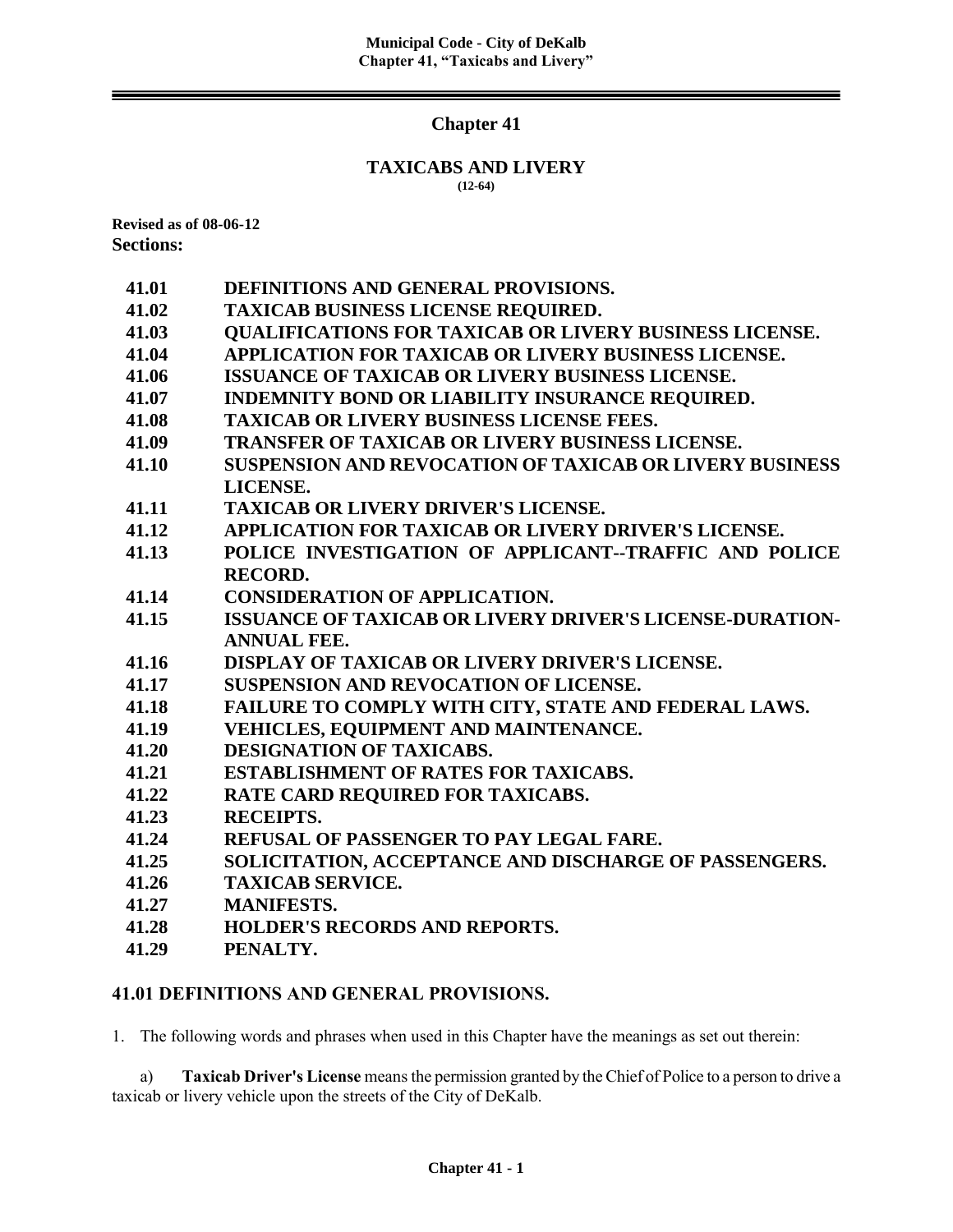# Chapter 41

## TAXICABS AND LIVERY

(12-64)

**Revised as of 08-06-12**

**Sections:**

| | |
|---|---|
| **41.01** | **DEFINITIONS AND GENERAL PROVISIONS.** |
| **41.02** | **TAXICAB BUSINESS LICENSE REQUIRED.** |
| **41.03** | **QUALIFICATIONS FOR TAXICAB OR LIVERY BUSINESS LICENSE.** |
| **41.04** | **APPLICATION FOR TAXICAB OR LIVERY BUSINESS LICENSE.** |
| **41.06** | **ISSUANCE OF TAXICAB OR LIVERY BUSINESS LICENSE.** |
| **41.07** | **INDEMNITY BOND OR LIABILITY INSURANCE REQUIRED.** |
| **41.08** | **TAXICAB OR LIVERY BUSINESS LICENSE FEES.** |
| **41.09** | **TRANSFER OF TAXICAB OR LIVERY BUSINESS LICENSE.** |
| **41.10** | **SUSPENSION AND REVOCATION OF TAXICAB OR LIVERY BUSINESS LICENSE.** |
| **41.11** | **TAXICAB OR LIVERY DRIVER'S LICENSE.** |
| **41.12** | **APPLICATION FOR TAXICAB OR LIVERY DRIVER'S LICENSE.** |
| **41.13** | **POLICE INVESTIGATION OF APPLICANT--TRAFFIC AND POLICE RECORD.** |
| **41.14** | **CONSIDERATION OF APPLICATION.** |
| **41.15** | **ISSUANCE OF TAXICAB OR LIVERY DRIVER'S LICENSE-DURATION-ANNUAL FEE.** |
| **41.16** | **DISPLAY OF TAXICAB OR LIVERY DRIVER'S LICENSE.** |
| **41.17** | **SUSPENSION AND REVOCATION OF LICENSE.** |
| **41.18** | **FAILURE TO COMPLY WITH CITY, STATE AND FEDERAL LAWS.** |
| **41.19** | **VEHICLES, EQUIPMENT AND MAINTENANCE.** |
| **41.20** | **DESIGNATION OF TAXICABS.** |
| **41.21** | **ESTABLISHMENT OF RATES FOR TAXICABS.** |
| **41.22** | **RATE CARD REQUIRED FOR TAXICABS.** |
| **41.23** | **RECEIPTS.** |
| **41.24** | **REFUSAL OF PASSENGER TO PAY LEGAL FARE.** |
| **41.25** | **SOLICITATION, ACCEPTANCE AND DISCHARGE OF PASSENGERS.** |
| **41.26** | **TAXICAB SERVICE.** |
| **41.27** | **MANIFESTS.** |
| **41.28** | **HOLDER'S RECORDS AND REPORTS.** |
| **41.29** | **PENALTY.** |

### 41.01 DEFINITIONS AND GENERAL PROVISIONS.

1. The following words and phrases when used in this Chapter have the meanings as set out therein:

a) **Taxicab Driver's License** means the permission granted by the Chief of Police to a person to drive a taxicab or livery vehicle upon the streets of the City of DeKalb.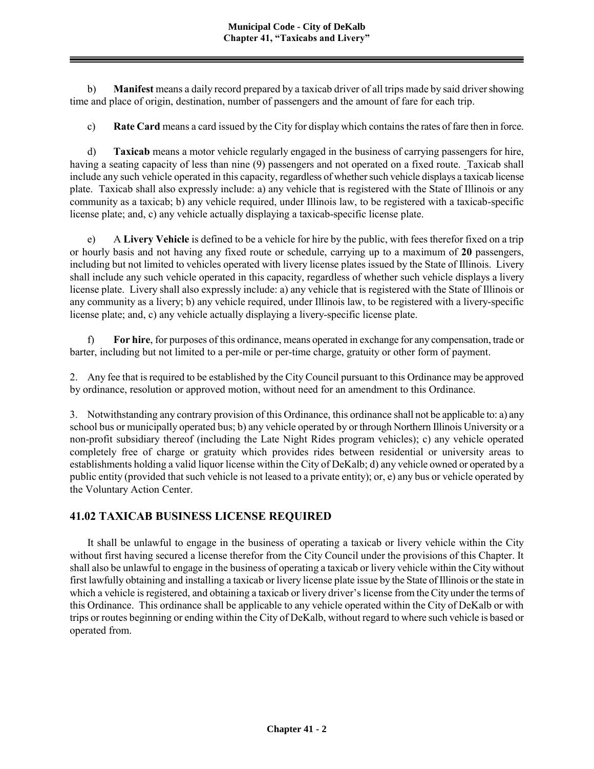b) **Manifest** means a daily record prepared by a taxicab driver of all trips made by said driver showing time and place of origin, destination, number of passengers and the amount of fare for each trip.

c) **Rate Card** means a card issued by the City for display which contains the rates of fare then in force.

d) **Taxicab** means a motor vehicle regularly engaged in the business of carrying passengers for hire, having a seating capacity of less than nine (9) passengers and not operated on a fixed route. Taxicab shall include any such vehicle operated in this capacity, regardless of whether such vehicle displays a taxicab license plate. Taxicab shall also expressly include: a) any vehicle that is registered with the State of Illinois or any community as a taxicab; b) any vehicle required, under Illinois law, to be registered with a taxicab-specific license plate; and, c) any vehicle actually displaying a taxicab-specific license plate.

e) A **Livery Vehicle** is defined to be a vehicle for hire by the public, with fees therefor fixed on a trip or hourly basis and not having any fixed route or schedule, carrying up to a maximum of **20** passengers, including but not limited to vehicles operated with livery license plates issued by the State of Illinois. Livery shall include any such vehicle operated in this capacity, regardless of whether such vehicle displays a livery license plate. Livery shall also expressly include: a) any vehicle that is registered with the State of Illinois or any community as a livery; b) any vehicle required, under Illinois law, to be registered with a livery-specific license plate; and, c) any vehicle actually displaying a livery-specific license plate.

f) **For hire**, for purposes of this ordinance, means operated in exchange for any compensation, trade or barter, including but not limited to a per-mile or per-time charge, gratuity or other form of payment.

2. Any fee that is required to be established by the City Council pursuant to this Ordinance may be approved by ordinance, resolution or approved motion, without need for an amendment to this Ordinance.

3. Notwithstanding any contrary provision of this Ordinance, this ordinance shall not be applicable to: a) any school bus or municipally operated bus; b) any vehicle operated by or through Northern Illinois University or a non-profit subsidiary thereof (including the Late Night Rides program vehicles); c) any vehicle operated completely free of charge or gratuity which provides rides between residential or university areas to establishments holding a valid liquor license within the City of DeKalb; d) any vehicle owned or operated by a public entity (provided that such vehicle is not leased to a private entity); or, e) any bus or vehicle operated by the Voluntary Action Center.

## 41.02 TAXICAB BUSINESS LICENSE REQUIRED

It shall be unlawful to engage in the business of operating a taxicab or livery vehicle within the City without first having secured a license therefor from the City Council under the provisions of this Chapter. It shall also be unlawful to engage in the business of operating a taxicab or livery vehicle within the City without first lawfully obtaining and installing a taxicab or livery license plate issue by the State of Illinois or the state in which a vehicle is registered, and obtaining a taxicab or livery driver's license from the City under the terms of this Ordinance. This ordinance shall be applicable to any vehicle operated within the City of DeKalb or with trips or routes beginning or ending within the City of DeKalb, without regard to where such vehicle is based or operated from.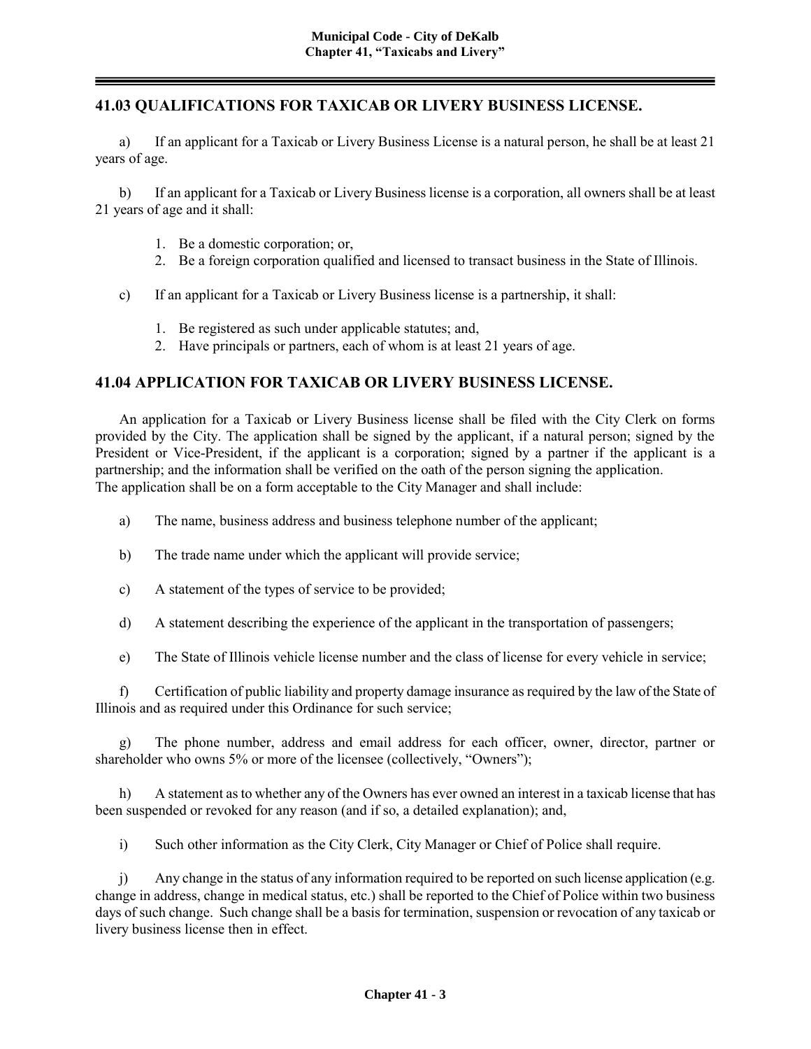## 41.03 QUALIFICATIONS FOR TAXICAB OR LIVERY BUSINESS LICENSE.

a) If an applicant for a Taxicab or Livery Business License is a natural person, he shall be at least 21 years of age.

b) If an applicant for a Taxicab or Livery Business license is a corporation, all owners shall be at least 21 years of age and it shall:

1. Be a domestic corporation; or,
2. Be a foreign corporation qualified and licensed to transact business in the State of Illinois.

c) If an applicant for a Taxicab or Livery Business license is a partnership, it shall:

1. Be registered as such under applicable statutes; and,
2. Have principals or partners, each of whom is at least 21 years of age.

## 41.04 APPLICATION FOR TAXICAB OR LIVERY BUSINESS LICENSE.

An application for a Taxicab or Livery Business license shall be filed with the City Clerk on forms provided by the City. The application shall be signed by the applicant, if a natural person; signed by the President or Vice-President, if the applicant is a corporation; signed by a partner if the applicant is a partnership; and the information shall be verified on the oath of the person signing the application. The application shall be on a form acceptable to the City Manager and shall include:

a) The name, business address and business telephone number of the applicant;

b) The trade name under which the applicant will provide service;

c) A statement of the types of service to be provided;

d) A statement describing the experience of the applicant in the transportation of passengers;

e) The State of Illinois vehicle license number and the class of license for every vehicle in service;

f) Certification of public liability and property damage insurance as required by the law of the State of Illinois and as required under this Ordinance for such service;

g) The phone number, address and email address for each officer, owner, director, partner or shareholder who owns 5% or more of the licensee (collectively, "Owners");

h) A statement as to whether any of the Owners has ever owned an interest in a taxicab license that has been suspended or revoked for any reason (and if so, a detailed explanation); and,

i) Such other information as the City Clerk, City Manager or Chief of Police shall require.

j) Any change in the status of any information required to be reported on such license application (e.g. change in address, change in medical status, etc.) shall be reported to the Chief of Police within two business days of such change. Such change shall be a basis for termination, suspension or revocation of any taxicab or livery business license then in effect.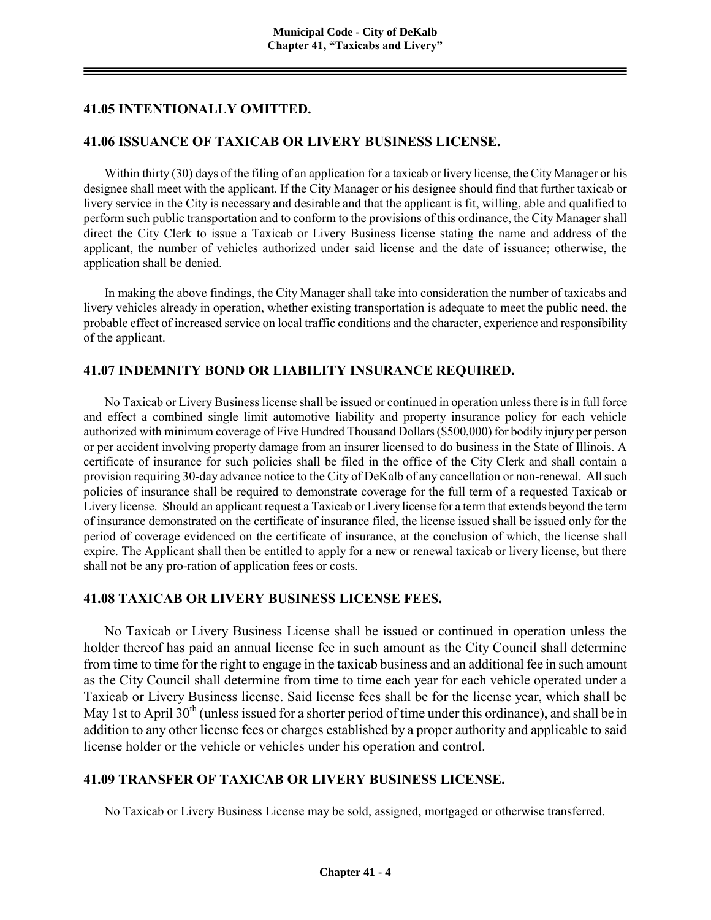## 41.05 INTENTIONALLY OMITTED.

## 41.06 ISSUANCE OF TAXICAB OR LIVERY BUSINESS LICENSE.

Within thirty (30) days of the filing of an application for a taxicab or livery license, the City Manager or his designee shall meet with the applicant. If the City Manager or his designee should find that further taxicab or livery service in the City is necessary and desirable and that the applicant is fit, willing, able and qualified to perform such public transportation and to conform to the provisions of this ordinance, the City Manager shall direct the City Clerk to issue a Taxicab or Livery Business license stating the name and address of the applicant, the number of vehicles authorized under said license and the date of issuance; otherwise, the application shall be denied.

In making the above findings, the City Manager shall take into consideration the number of taxicabs and livery vehicles already in operation, whether existing transportation is adequate to meet the public need, the probable effect of increased service on local traffic conditions and the character, experience and responsibility of the applicant.

## 41.07 INDEMNITY BOND OR LIABILITY INSURANCE REQUIRED.

No Taxicab or Livery Business license shall be issued or continued in operation unless there is in full force and effect a combined single limit automotive liability and property insurance policy for each vehicle authorized with minimum coverage of Five Hundred Thousand Dollars ($500,000) for bodily injury per person or per accident involving property damage from an insurer licensed to do business in the State of Illinois. A certificate of insurance for such policies shall be filed in the office of the City Clerk and shall contain a provision requiring 30-day advance notice to the City of DeKalb of any cancellation or non-renewal. All such policies of insurance shall be required to demonstrate coverage for the full term of a requested Taxicab or Livery license. Should an applicant request a Taxicab or Livery license for a term that extends beyond the term of insurance demonstrated on the certificate of insurance filed, the license issued shall be issued only for the period of coverage evidenced on the certificate of insurance, at the conclusion of which, the license shall expire. The Applicant shall then be entitled to apply for a new or renewal taxicab or livery license, but there shall not be any pro-ration of application fees or costs.

## 41.08 TAXICAB OR LIVERY BUSINESS LICENSE FEES.

No Taxicab or Livery Business License shall be issued or continued in operation unless the holder thereof has paid an annual license fee in such amount as the City Council shall determine from time to time for the right to engage in the taxicab business and an additional fee in such amount as the City Council shall determine from time to time each year for each vehicle operated under a Taxicab or Livery Business license. Said license fees shall be for the license year, which shall be May 1st to April 30th (unless issued for a shorter period of time under this ordinance), and shall be in addition to any other license fees or charges established by a proper authority and applicable to said license holder or the vehicle or vehicles under his operation and control.

## 41.09 TRANSFER OF TAXICAB OR LIVERY BUSINESS LICENSE.

No Taxicab or Livery Business License may be sold, assigned, mortgaged or otherwise transferred.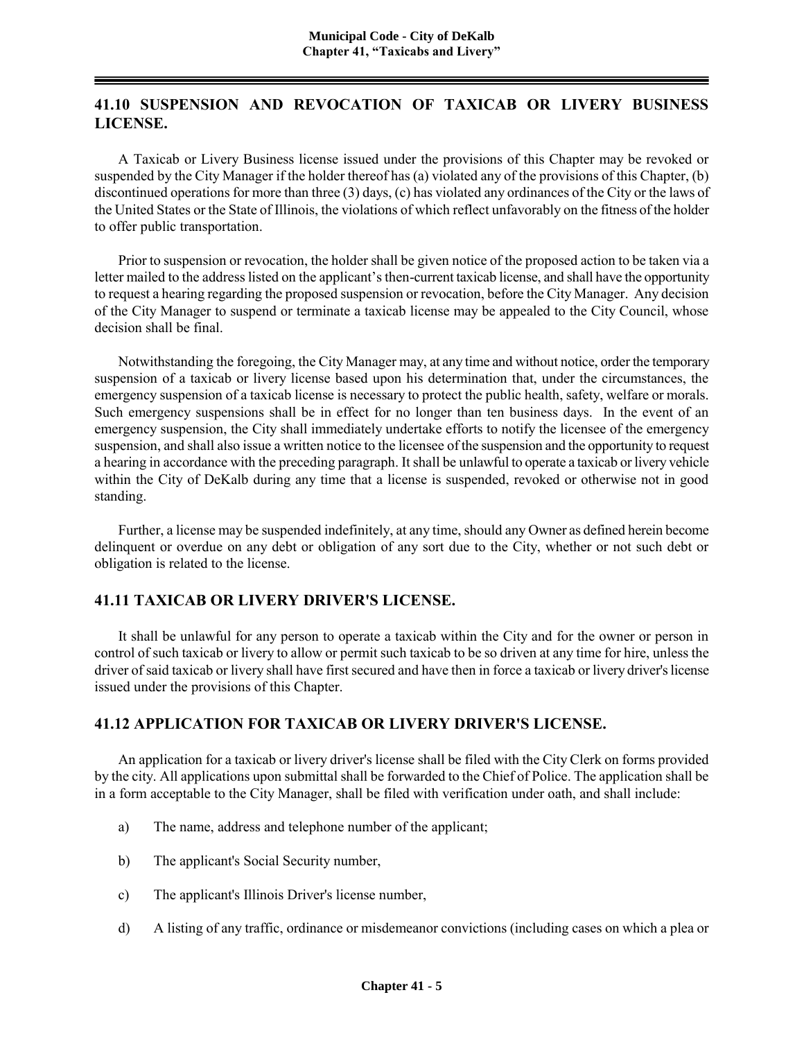## 41.10 SUSPENSION AND REVOCATION OF TAXICAB OR LIVERY BUSINESS LICENSE.

A Taxicab or Livery Business license issued under the provisions of this Chapter may be revoked or suspended by the City Manager if the holder thereof has (a) violated any of the provisions of this Chapter, (b) discontinued operations for more than three (3) days, (c) has violated any ordinances of the City or the laws of the United States or the State of Illinois, the violations of which reflect unfavorably on the fitness of the holder to offer public transportation.

Prior to suspension or revocation, the holder shall be given notice of the proposed action to be taken via a letter mailed to the address listed on the applicant's then-current taxicab license, and shall have the opportunity to request a hearing regarding the proposed suspension or revocation, before the City Manager. Any decision of the City Manager to suspend or terminate a taxicab license may be appealed to the City Council, whose decision shall be final.

Notwithstanding the foregoing, the City Manager may, at any time and without notice, order the temporary suspension of a taxicab or livery license based upon his determination that, under the circumstances, the emergency suspension of a taxicab license is necessary to protect the public health, safety, welfare or morals. Such emergency suspensions shall be in effect for no longer than ten business days. In the event of an emergency suspension, the City shall immediately undertake efforts to notify the licensee of the emergency suspension, and shall also issue a written notice to the licensee of the suspension and the opportunity to request a hearing in accordance with the preceding paragraph. It shall be unlawful to operate a taxicab or livery vehicle within the City of DeKalb during any time that a license is suspended, revoked or otherwise not in good standing.

Further, a license may be suspended indefinitely, at any time, should any Owner as defined herein become delinquent or overdue on any debt or obligation of any sort due to the City, whether or not such debt or obligation is related to the license.

## 41.11 TAXICAB OR LIVERY DRIVER'S LICENSE.

It shall be unlawful for any person to operate a taxicab within the City and for the owner or person in control of such taxicab or livery to allow or permit such taxicab to be so driven at any time for hire, unless the driver of said taxicab or livery shall have first secured and have then in force a taxicab or livery driver's license issued under the provisions of this Chapter.

## 41.12 APPLICATION FOR TAXICAB OR LIVERY DRIVER'S LICENSE.

An application for a taxicab or livery driver's license shall be filed with the City Clerk on forms provided by the city. All applications upon submittal shall be forwarded to the Chief of Police. The application shall be in a form acceptable to the City Manager, shall be filed with verification under oath, and shall include:

a) The name, address and telephone number of the applicant;

b) The applicant's Social Security number,

c) The applicant's Illinois Driver's license number,

d) A listing of any traffic, ordinance or misdemeanor convictions (including cases on which a plea or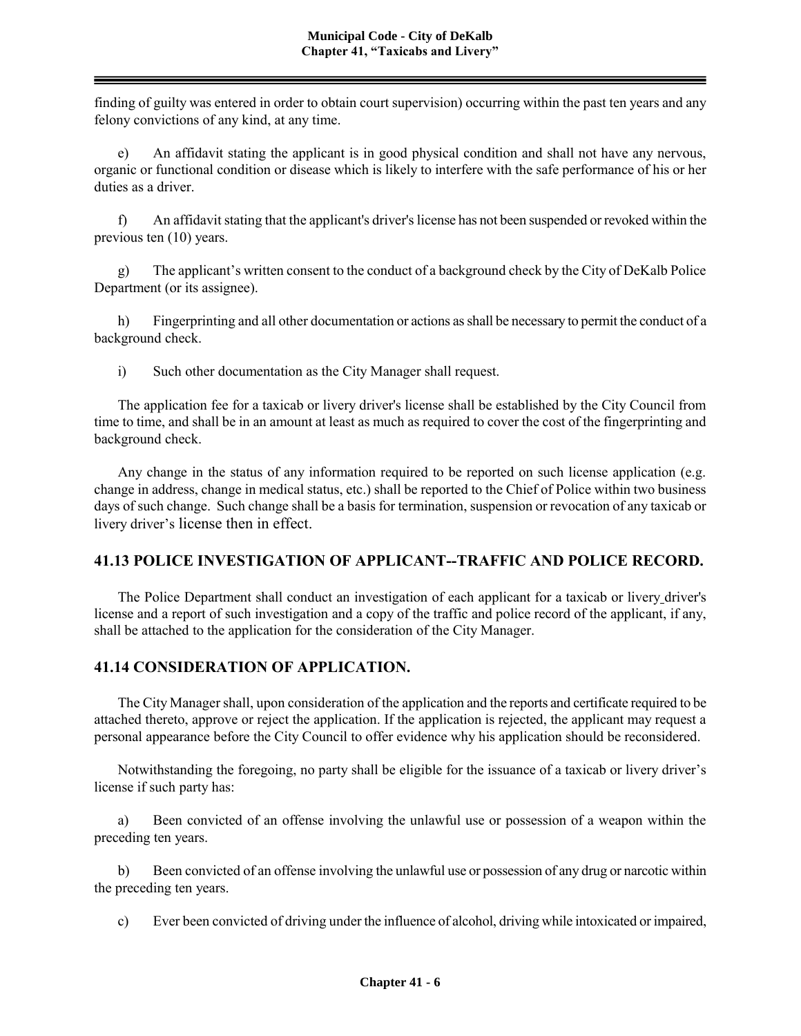finding of guilty was entered in order to obtain court supervision) occurring within the past ten years and any felony convictions of any kind, at any time.

e) An affidavit stating the applicant is in good physical condition and shall not have any nervous, organic or functional condition or disease which is likely to interfere with the safe performance of his or her duties as a driver.

f) An affidavit stating that the applicant's driver's license has not been suspended or revoked within the previous ten (10) years.

g) The applicant's written consent to the conduct of a background check by the City of DeKalb Police Department (or its assignee).

h) Fingerprinting and all other documentation or actions as shall be necessary to permit the conduct of a background check.

i) Such other documentation as the City Manager shall request.

The application fee for a taxicab or livery driver's license shall be established by the City Council from time to time, and shall be in an amount at least as much as required to cover the cost of the fingerprinting and background check.

Any change in the status of any information required to be reported on such license application (e.g. change in address, change in medical status, etc.) shall be reported to the Chief of Police within two business days of such change. Such change shall be a basis for termination, suspension or revocation of any taxicab or livery driver's license then in effect.

## 41.13 POLICE INVESTIGATION OF APPLICANT--TRAFFIC AND POLICE RECORD.

The Police Department shall conduct an investigation of each applicant for a taxicab or livery driver's license and a report of such investigation and a copy of the traffic and police record of the applicant, if any, shall be attached to the application for the consideration of the City Manager.

## 41.14 CONSIDERATION OF APPLICATION.

The City Manager shall, upon consideration of the application and the reports and certificate required to be attached thereto, approve or reject the application. If the application is rejected, the applicant may request a personal appearance before the City Council to offer evidence why his application should be reconsidered.

Notwithstanding the foregoing, no party shall be eligible for the issuance of a taxicab or livery driver's license if such party has:

a) Been convicted of an offense involving the unlawful use or possession of a weapon within the preceding ten years.

b) Been convicted of an offense involving the unlawful use or possession of any drug or narcotic within the preceding ten years.

c) Ever been convicted of driving under the influence of alcohol, driving while intoxicated or impaired,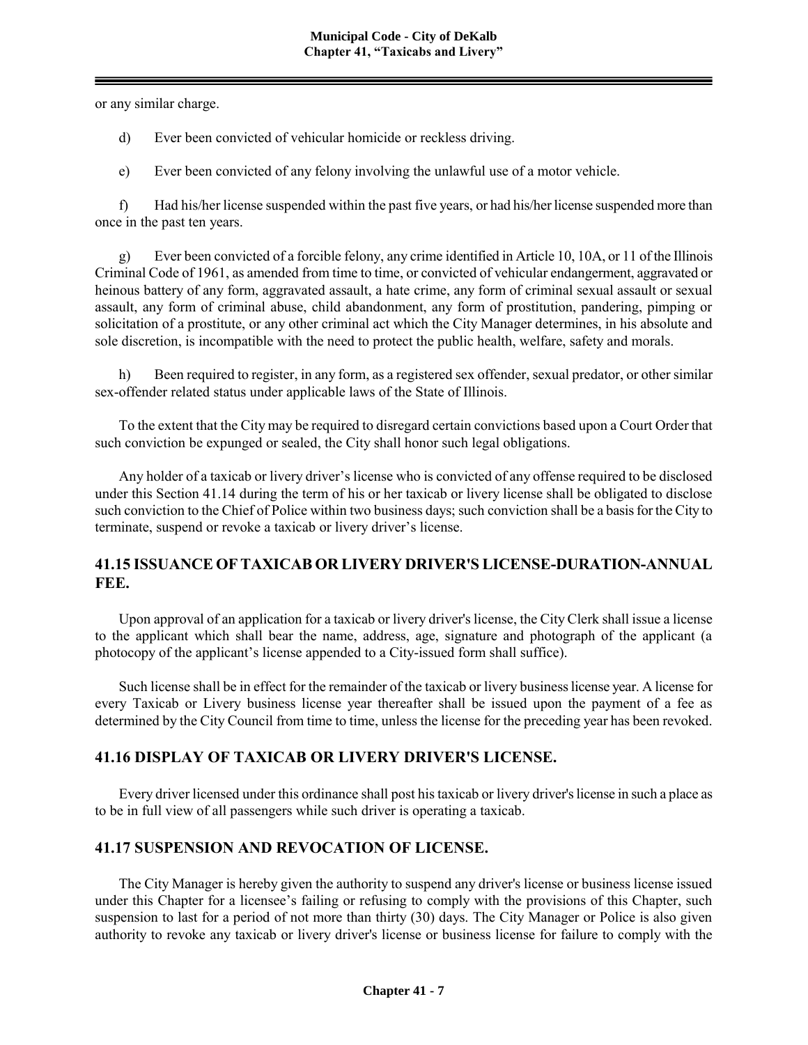or any similar charge.

d) Ever been convicted of vehicular homicide or reckless driving.

e) Ever been convicted of any felony involving the unlawful use of a motor vehicle.

f) Had his/her license suspended within the past five years, or had his/her license suspended more than once in the past ten years.

g) Ever been convicted of a forcible felony, any crime identified in Article 10, 10A, or 11 of the Illinois Criminal Code of 1961, as amended from time to time, or convicted of vehicular endangerment, aggravated or heinous battery of any form, aggravated assault, a hate crime, any form of criminal sexual assault or sexual assault, any form of criminal abuse, child abandonment, any form of prostitution, pandering, pimping or solicitation of a prostitute, or any other criminal act which the City Manager determines, in his absolute and sole discretion, is incompatible with the need to protect the public health, welfare, safety and morals.

h) Been required to register, in any form, as a registered sex offender, sexual predator, or other similar sex-offender related status under applicable laws of the State of Illinois.

To the extent that the City may be required to disregard certain convictions based upon a Court Order that such conviction be expunged or sealed, the City shall honor such legal obligations.

Any holder of a taxicab or livery driver's license who is convicted of any offense required to be disclosed under this Section 41.14 during the term of his or her taxicab or livery license shall be obligated to disclose such conviction to the Chief of Police within two business days; such conviction shall be a basis for the City to terminate, suspend or revoke a taxicab or livery driver's license.

## 41.15 ISSUANCE OF TAXICAB OR LIVERY DRIVER'S LICENSE-DURATION-ANNUAL FEE.

Upon approval of an application for a taxicab or livery driver's license, the City Clerk shall issue a license to the applicant which shall bear the name, address, age, signature and photograph of the applicant (a photocopy of the applicant's license appended to a City-issued form shall suffice).

Such license shall be in effect for the remainder of the taxicab or livery business license year. A license for every Taxicab or Livery business license year thereafter shall be issued upon the payment of a fee as determined by the City Council from time to time, unless the license for the preceding year has been revoked.

## 41.16 DISPLAY OF TAXICAB OR LIVERY DRIVER'S LICENSE.

Every driver licensed under this ordinance shall post his taxicab or livery driver's license in such a place as to be in full view of all passengers while such driver is operating a taxicab.

## 41.17 SUSPENSION AND REVOCATION OF LICENSE.

The City Manager is hereby given the authority to suspend any driver's license or business license issued under this Chapter for a licensee's failing or refusing to comply with the provisions of this Chapter, such suspension to last for a period of not more than thirty (30) days. The City Manager or Police is also given authority to revoke any taxicab or livery driver's license or business license for failure to comply with the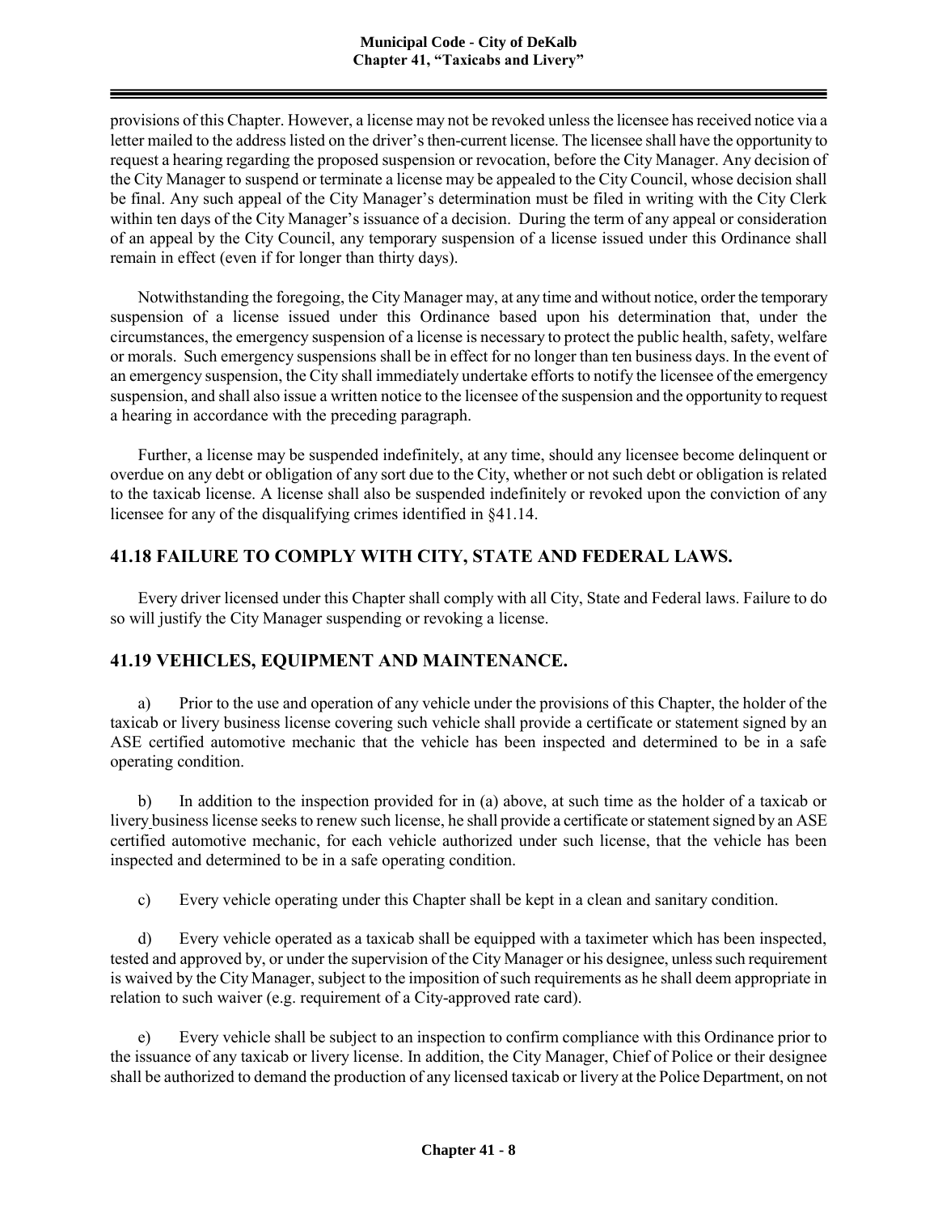provisions of this Chapter. However, a license may not be revoked unless the licensee has received notice via a letter mailed to the address listed on the driver's then-current license. The licensee shall have the opportunity to request a hearing regarding the proposed suspension or revocation, before the City Manager. Any decision of the City Manager to suspend or terminate a license may be appealed to the City Council, whose decision shall be final. Any such appeal of the City Manager's determination must be filed in writing with the City Clerk within ten days of the City Manager's issuance of a decision. During the term of any appeal or consideration of an appeal by the City Council, any temporary suspension of a license issued under this Ordinance shall remain in effect (even if for longer than thirty days).

Notwithstanding the foregoing, the City Manager may, at any time and without notice, order the temporary suspension of a license issued under this Ordinance based upon his determination that, under the circumstances, the emergency suspension of a license is necessary to protect the public health, safety, welfare or morals. Such emergency suspensions shall be in effect for no longer than ten business days. In the event of an emergency suspension, the City shall immediately undertake efforts to notify the licensee of the emergency suspension, and shall also issue a written notice to the licensee of the suspension and the opportunity to request a hearing in accordance with the preceding paragraph.

Further, a license may be suspended indefinitely, at any time, should any licensee become delinquent or overdue on any debt or obligation of any sort due to the City, whether or not such debt or obligation is related to the taxicab license. A license shall also be suspended indefinitely or revoked upon the conviction of any licensee for any of the disqualifying crimes identified in §41.14.

## 41.18 FAILURE TO COMPLY WITH CITY, STATE AND FEDERAL LAWS.

Every driver licensed under this Chapter shall comply with all City, State and Federal laws. Failure to do so will justify the City Manager suspending or revoking a license.

## 41.19 VEHICLES, EQUIPMENT AND MAINTENANCE.

a) Prior to the use and operation of any vehicle under the provisions of this Chapter, the holder of the taxicab or livery business license covering such vehicle shall provide a certificate or statement signed by an ASE certified automotive mechanic that the vehicle has been inspected and determined to be in a safe operating condition.

b) In addition to the inspection provided for in (a) above, at such time as the holder of a taxicab or livery business license seeks to renew such license, he shall provide a certificate or statement signed by an ASE certified automotive mechanic, for each vehicle authorized under such license, that the vehicle has been inspected and determined to be in a safe operating condition.

c) Every vehicle operating under this Chapter shall be kept in a clean and sanitary condition.

d) Every vehicle operated as a taxicab shall be equipped with a taximeter which has been inspected, tested and approved by, or under the supervision of the City Manager or his designee, unless such requirement is waived by the City Manager, subject to the imposition of such requirements as he shall deem appropriate in relation to such waiver (e.g. requirement of a City-approved rate card).

e) Every vehicle shall be subject to an inspection to confirm compliance with this Ordinance prior to the issuance of any taxicab or livery license. In addition, the City Manager, Chief of Police or their designee shall be authorized to demand the production of any licensed taxicab or livery at the Police Department, on not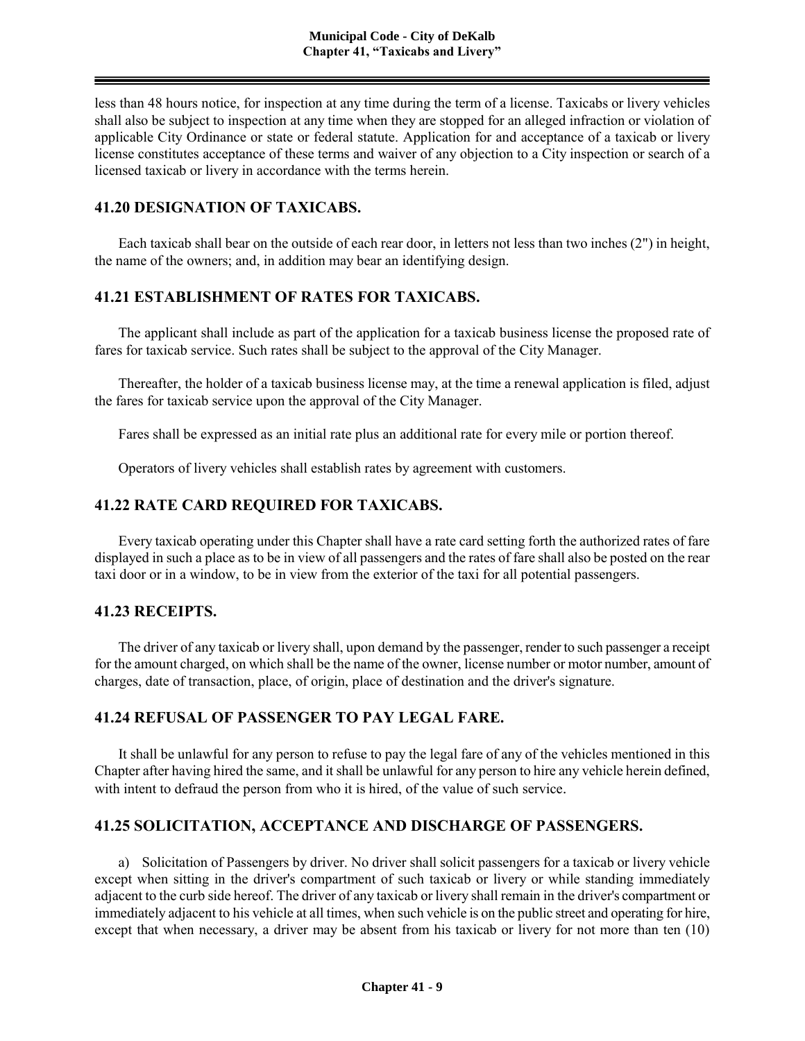less than 48 hours notice, for inspection at any time during the term of a license. Taxicabs or livery vehicles shall also be subject to inspection at any time when they are stopped for an alleged infraction or violation of applicable City Ordinance or state or federal statute. Application for and acceptance of a taxicab or livery license constitutes acceptance of these terms and waiver of any objection to a City inspection or search of a licensed taxicab or livery in accordance with the terms herein.

## 41.20 DESIGNATION OF TAXICABS.

Each taxicab shall bear on the outside of each rear door, in letters not less than two inches (2") in height, the name of the owners; and, in addition may bear an identifying design.

## 41.21 ESTABLISHMENT OF RATES FOR TAXICABS.

The applicant shall include as part of the application for a taxicab business license the proposed rate of fares for taxicab service. Such rates shall be subject to the approval of the City Manager.

Thereafter, the holder of a taxicab business license may, at the time a renewal application is filed, adjust the fares for taxicab service upon the approval of the City Manager.

Fares shall be expressed as an initial rate plus an additional rate for every mile or portion thereof.

Operators of livery vehicles shall establish rates by agreement with customers.

## 41.22 RATE CARD REQUIRED FOR TAXICABS.

Every taxicab operating under this Chapter shall have a rate card setting forth the authorized rates of fare displayed in such a place as to be in view of all passengers and the rates of fare shall also be posted on the rear taxi door or in a window, to be in view from the exterior of the taxi for all potential passengers.

## 41.23 RECEIPTS.

The driver of any taxicab or livery shall, upon demand by the passenger, render to such passenger a receipt for the amount charged, on which shall be the name of the owner, license number or motor number, amount of charges, date of transaction, place, of origin, place of destination and the driver's signature.

## 41.24 REFUSAL OF PASSENGER TO PAY LEGAL FARE.

It shall be unlawful for any person to refuse to pay the legal fare of any of the vehicles mentioned in this Chapter after having hired the same, and it shall be unlawful for any person to hire any vehicle herein defined, with intent to defraud the person from who it is hired, of the value of such service.

## 41.25 SOLICITATION, ACCEPTANCE AND DISCHARGE OF PASSENGERS.

a) Solicitation of Passengers by driver. No driver shall solicit passengers for a taxicab or livery vehicle except when sitting in the driver's compartment of such taxicab or livery or while standing immediately adjacent to the curb side hereof. The driver of any taxicab or livery shall remain in the driver's compartment or immediately adjacent to his vehicle at all times, when such vehicle is on the public street and operating for hire, except that when necessary, a driver may be absent from his taxicab or livery for not more than ten (10)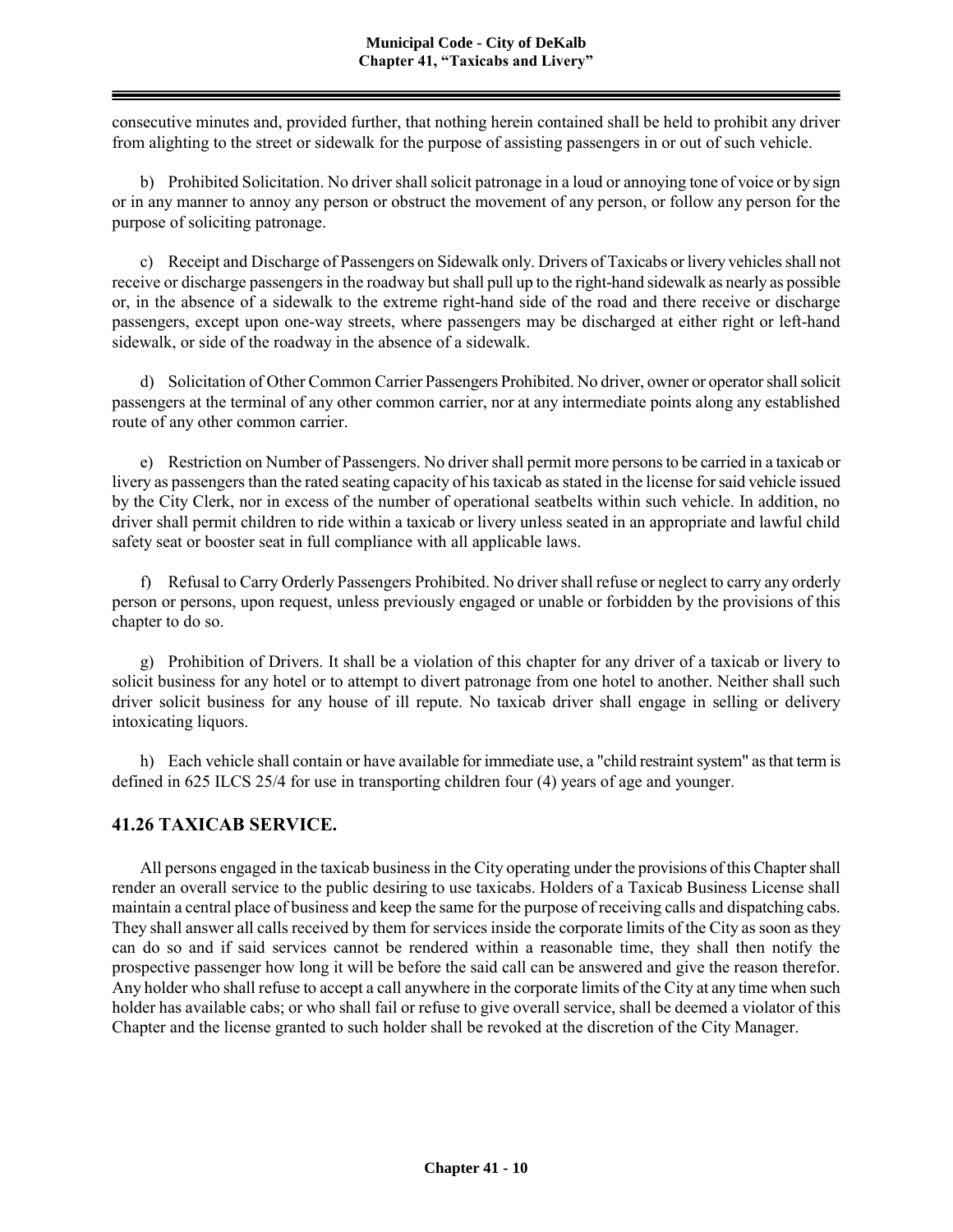consecutive minutes and, provided further, that nothing herein contained shall be held to prohibit any driver from alighting to the street or sidewalk for the purpose of assisting passengers in or out of such vehicle.

b) Prohibited Solicitation. No driver shall solicit patronage in a loud or annoying tone of voice or by sign or in any manner to annoy any person or obstruct the movement of any person, or follow any person for the purpose of soliciting patronage.

c) Receipt and Discharge of Passengers on Sidewalk only. Drivers of Taxicabs or livery vehicles shall not receive or discharge passengers in the roadway but shall pull up to the right-hand sidewalk as nearly as possible or, in the absence of a sidewalk to the extreme right-hand side of the road and there receive or discharge passengers, except upon one-way streets, where passengers may be discharged at either right or left-hand sidewalk, or side of the roadway in the absence of a sidewalk.

d) Solicitation of Other Common Carrier Passengers Prohibited. No driver, owner or operator shall solicit passengers at the terminal of any other common carrier, nor at any intermediate points along any established route of any other common carrier.

e) Restriction on Number of Passengers. No driver shall permit more persons to be carried in a taxicab or livery as passengers than the rated seating capacity of his taxicab as stated in the license for said vehicle issued by the City Clerk, nor in excess of the number of operational seatbelts within such vehicle. In addition, no driver shall permit children to ride within a taxicab or livery unless seated in an appropriate and lawful child safety seat or booster seat in full compliance with all applicable laws.

f) Refusal to Carry Orderly Passengers Prohibited. No driver shall refuse or neglect to carry any orderly person or persons, upon request, unless previously engaged or unable or forbidden by the provisions of this chapter to do so.

g) Prohibition of Drivers. It shall be a violation of this chapter for any driver of a taxicab or livery to solicit business for any hotel or to attempt to divert patronage from one hotel to another. Neither shall such driver solicit business for any house of ill repute. No taxicab driver shall engage in selling or delivery intoxicating liquors.

h) Each vehicle shall contain or have available for immediate use, a "child restraint system" as that term is defined in 625 ILCS 25/4 for use in transporting children four (4) years of age and younger.

## 41.26 TAXICAB SERVICE.

All persons engaged in the taxicab business in the City operating under the provisions of this Chapter shall render an overall service to the public desiring to use taxicabs. Holders of a Taxicab Business License shall maintain a central place of business and keep the same for the purpose of receiving calls and dispatching cabs. They shall answer all calls received by them for services inside the corporate limits of the City as soon as they can do so and if said services cannot be rendered within a reasonable time, they shall then notify the prospective passenger how long it will be before the said call can be answered and give the reason therefor. Any holder who shall refuse to accept a call anywhere in the corporate limits of the City at any time when such holder has available cabs; or who shall fail or refuse to give overall service, shall be deemed a violator of this Chapter and the license granted to such holder shall be revoked at the discretion of the City Manager.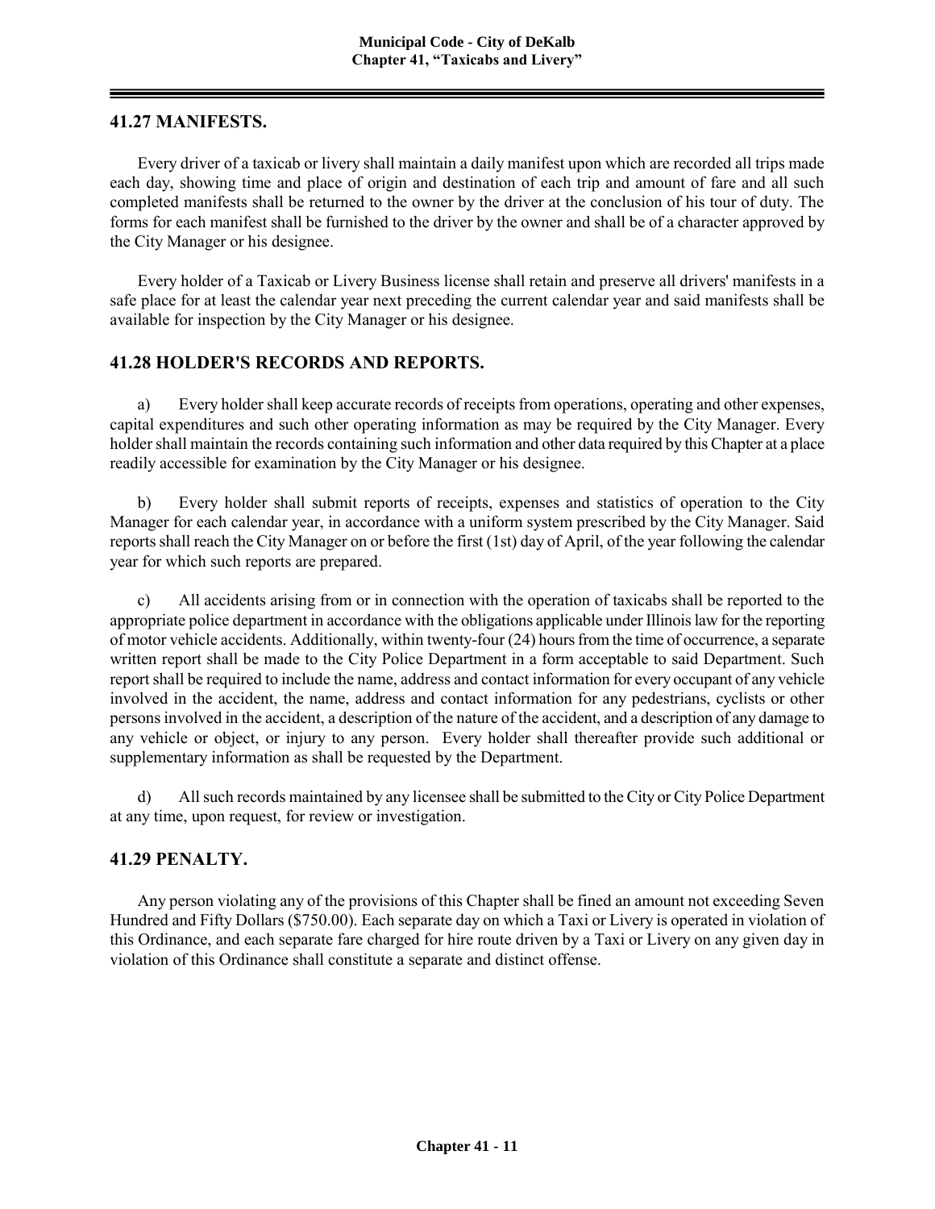## 41.27 MANIFESTS.

Every driver of a taxicab or livery shall maintain a daily manifest upon which are recorded all trips made each day, showing time and place of origin and destination of each trip and amount of fare and all such completed manifests shall be returned to the owner by the driver at the conclusion of his tour of duty. The forms for each manifest shall be furnished to the driver by the owner and shall be of a character approved by the City Manager or his designee.

Every holder of a Taxicab or Livery Business license shall retain and preserve all drivers' manifests in a safe place for at least the calendar year next preceding the current calendar year and said manifests shall be available for inspection by the City Manager or his designee.

## 41.28 HOLDER'S RECORDS AND REPORTS.

a) Every holder shall keep accurate records of receipts from operations, operating and other expenses, capital expenditures and such other operating information as may be required by the City Manager. Every holder shall maintain the records containing such information and other data required by this Chapter at a place readily accessible for examination by the City Manager or his designee.

b) Every holder shall submit reports of receipts, expenses and statistics of operation to the City Manager for each calendar year, in accordance with a uniform system prescribed by the City Manager. Said reports shall reach the City Manager on or before the first (1st) day of April, of the year following the calendar year for which such reports are prepared.

c) All accidents arising from or in connection with the operation of taxicabs shall be reported to the appropriate police department in accordance with the obligations applicable under Illinois law for the reporting of motor vehicle accidents. Additionally, within twenty-four (24) hours from the time of occurrence, a separate written report shall be made to the City Police Department in a form acceptable to said Department. Such report shall be required to include the name, address and contact information for every occupant of any vehicle involved in the accident, the name, address and contact information for any pedestrians, cyclists or other persons involved in the accident, a description of the nature of the accident, and a description of any damage to any vehicle or object, or injury to any person. Every holder shall thereafter provide such additional or supplementary information as shall be requested by the Department.

d) All such records maintained by any licensee shall be submitted to the City or City Police Department at any time, upon request, for review or investigation.

## 41.29 PENALTY.

Any person violating any of the provisions of this Chapter shall be fined an amount not exceeding Seven Hundred and Fifty Dollars ($750.00). Each separate day on which a Taxi or Livery is operated in violation of this Ordinance, and each separate fare charged for hire route driven by a Taxi or Livery on any given day in violation of this Ordinance shall constitute a separate and distinct offense.